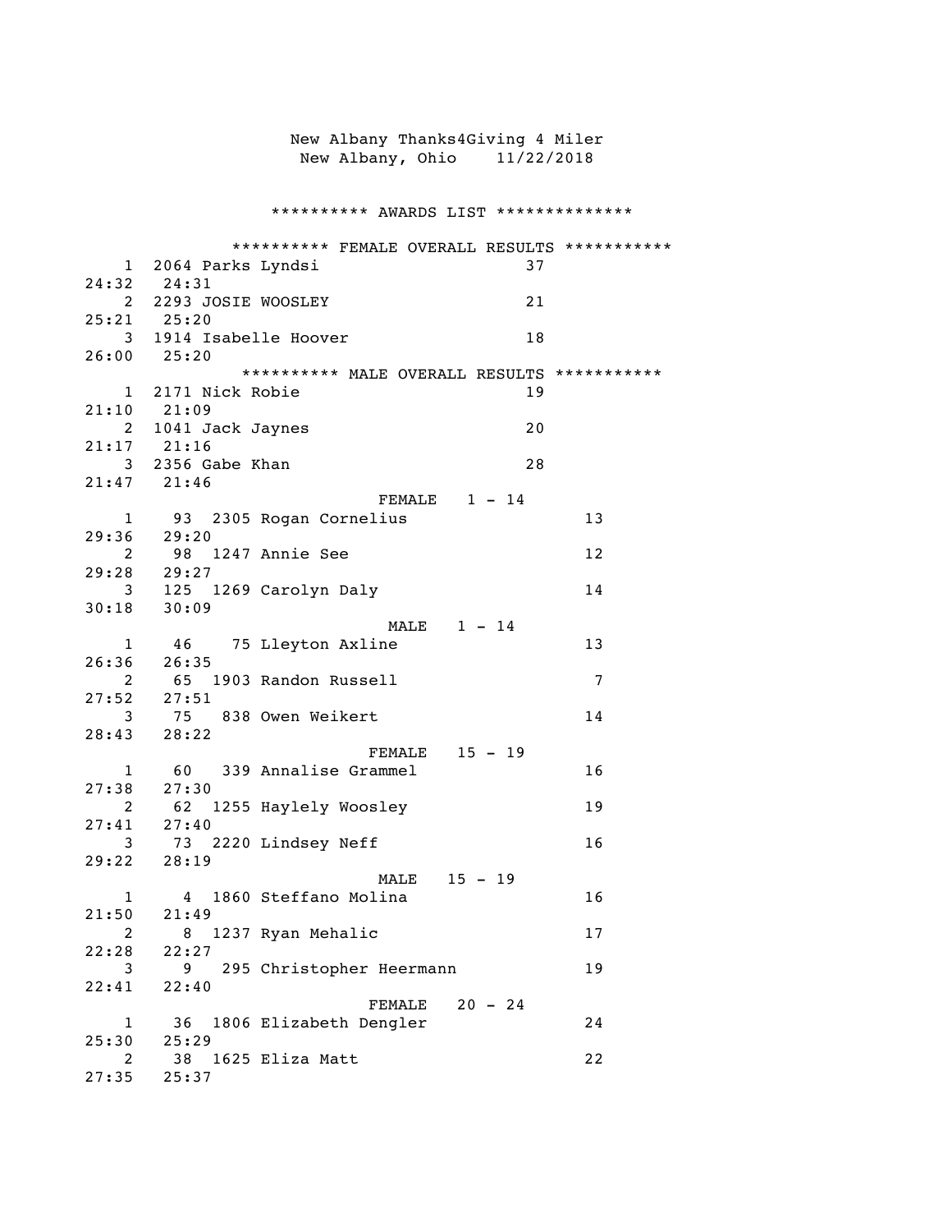New Albany Thanks4Giving 4 Miler
New Albany, Ohio 11/22/2018

********** AWARDS LIST **************

********** FEMALE OVERALL RESULTS ***********

| Place | Bib | Name | Age | Time | Net Time |
|---|---|---|---|---|---|
| 1 | 2064 | Parks Lyndsi | 37 | 24:32 | 24:31 |
| 2 | 2293 | JOSIE WOOSLEY | 21 | 25:21 | 25:20 |
| 3 | 1914 | Isabelle Hoover | 18 | 26:00 | 25:20 |

********** MALE OVERALL RESULTS ***********

| Place | Bib | Name | Age | Time | Net Time |
|---|---|---|---|---|---|
| 1 | 2171 | Nick Robie | 19 | 21:10 | 21:09 |
| 2 | 1041 | Jack Jaynes | 20 | 21:17 | 21:16 |
| 3 | 2356 | Gabe Khan | 28 | 21:47 | 21:46 |

FEMALE 1 - 14

| Place | Overall | Bib | Name | Age | Time | Net Time |
|---|---|---|---|---|---|---|
| 1 | 93 | 2305 | Rogan Cornelius | 13 | 29:36 | 29:20 |
| 2 | 98 | 1247 | Annie See | 12 | 29:28 | 29:27 |
| 3 | 125 | 1269 | Carolyn Daly | 14 | 30:18 | 30:09 |

MALE 1 - 14

| Place | Overall | Bib | Name | Age | Time | Net Time |
|---|---|---|---|---|---|---|
| 1 | 46 | 75 | Lleyton Axline | 13 | 26:36 | 26:35 |
| 2 | 65 | 1903 | Randon Russell | 7 | 27:52 | 27:51 |
| 3 | 75 | 838 | Owen Weikert | 14 | 28:43 | 28:22 |

FEMALE 15 - 19

| Place | Overall | Bib | Name | Age | Time | Net Time |
|---|---|---|---|---|---|---|
| 1 | 60 | 339 | Annalise Grammel | 16 | 27:38 | 27:30 |
| 2 | 62 | 1255 | Haylely Woosley | 19 | 27:41 | 27:40 |
| 3 | 73 | 2220 | Lindsey Neff | 16 | 29:22 | 28:19 |

MALE 15 - 19

| Place | Overall | Bib | Name | Age | Time | Net Time |
|---|---|---|---|---|---|---|
| 1 | 4 | 1860 | Steffano Molina | 16 | 21:50 | 21:49 |
| 2 | 8 | 1237 | Ryan Mehalic | 17 | 22:28 | 22:27 |
| 3 | 9 | 295 | Christopher Heermann | 19 | 22:41 | 22:40 |

FEMALE 20 - 24

| Place | Overall | Bib | Name | Age | Time | Net Time |
|---|---|---|---|---|---|---|
| 1 | 36 | 1806 | Elizabeth Dengler | 24 | 25:30 | 25:29 |
| 2 | 38 | 1625 | Eliza Matt | 22 | 27:35 | 25:37 |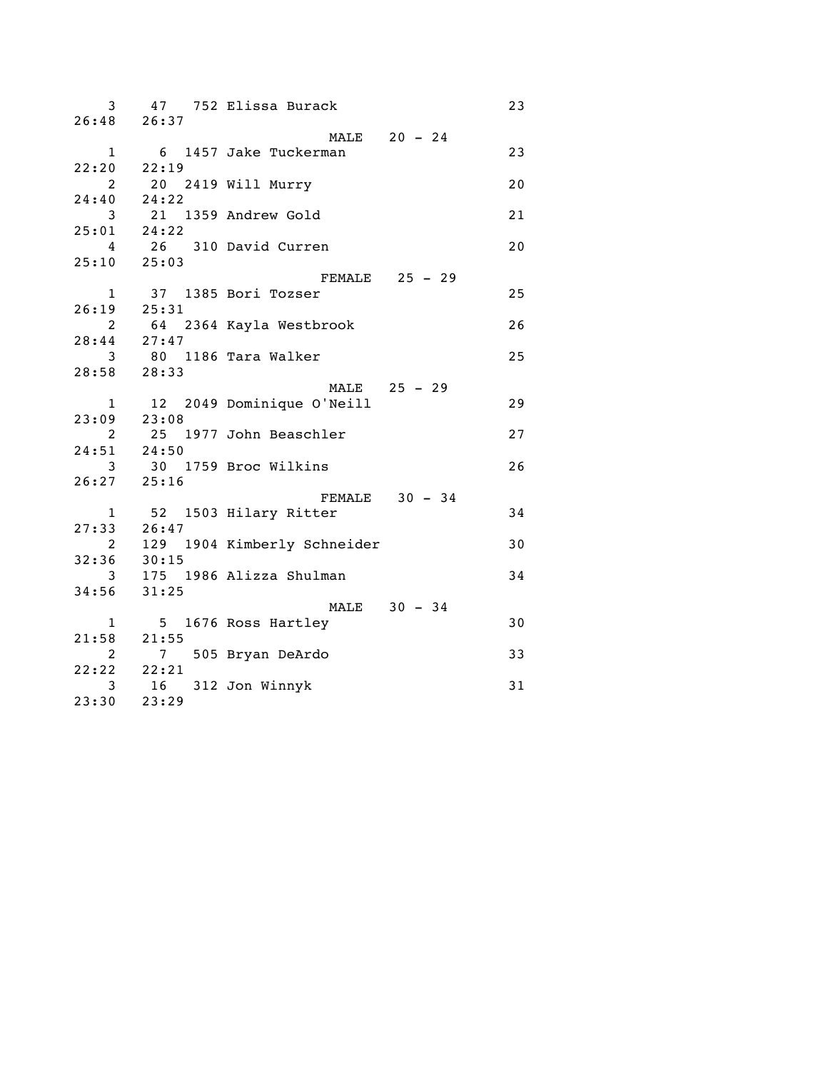```
   3    47   752 Elissa Burack                          23
26:48   26:37
                               MALE   20 - 24
   1     6  1457 Jake Tuckerman                         23
22:20   22:19
   2    20  2419 Will Murry                             20
24:40   24:22
   3    21  1359 Andrew Gold                            21
25:01   24:22
   4    26   310 David Curren                           20
25:10   25:03
                             FEMALE   25 - 29
   1    37  1385 Bori Tozser                            25
26:19   25:31
   2    64  2364 Kayla Westbrook                        26
28:44   27:47
   3    80  1186 Tara Walker                            25
28:58   28:33
                               MALE   25 - 29
   1    12  2049 Dominique O'Neill                      29
23:09   23:08
   2    25  1977 John Beaschler                         27
24:51   24:50
   3    30  1759 Broc Wilkins                           26
26:27   25:16
                             FEMALE   30 - 34
   1    52  1503 Hilary Ritter                          34
27:33   26:47
   2   129  1904 Kimberly Schneider                     30
32:36   30:15
   3   175  1986 Alizza Shulman                         34
34:56   31:25
                               MALE   30 - 34
   1     5  1676 Ross Hartley                           30
21:58   21:55
   2     7   505 Bryan DeArdo                           33
22:22   22:21
   3    16   312 Jon Winnyk                             31
23:30   23:29
```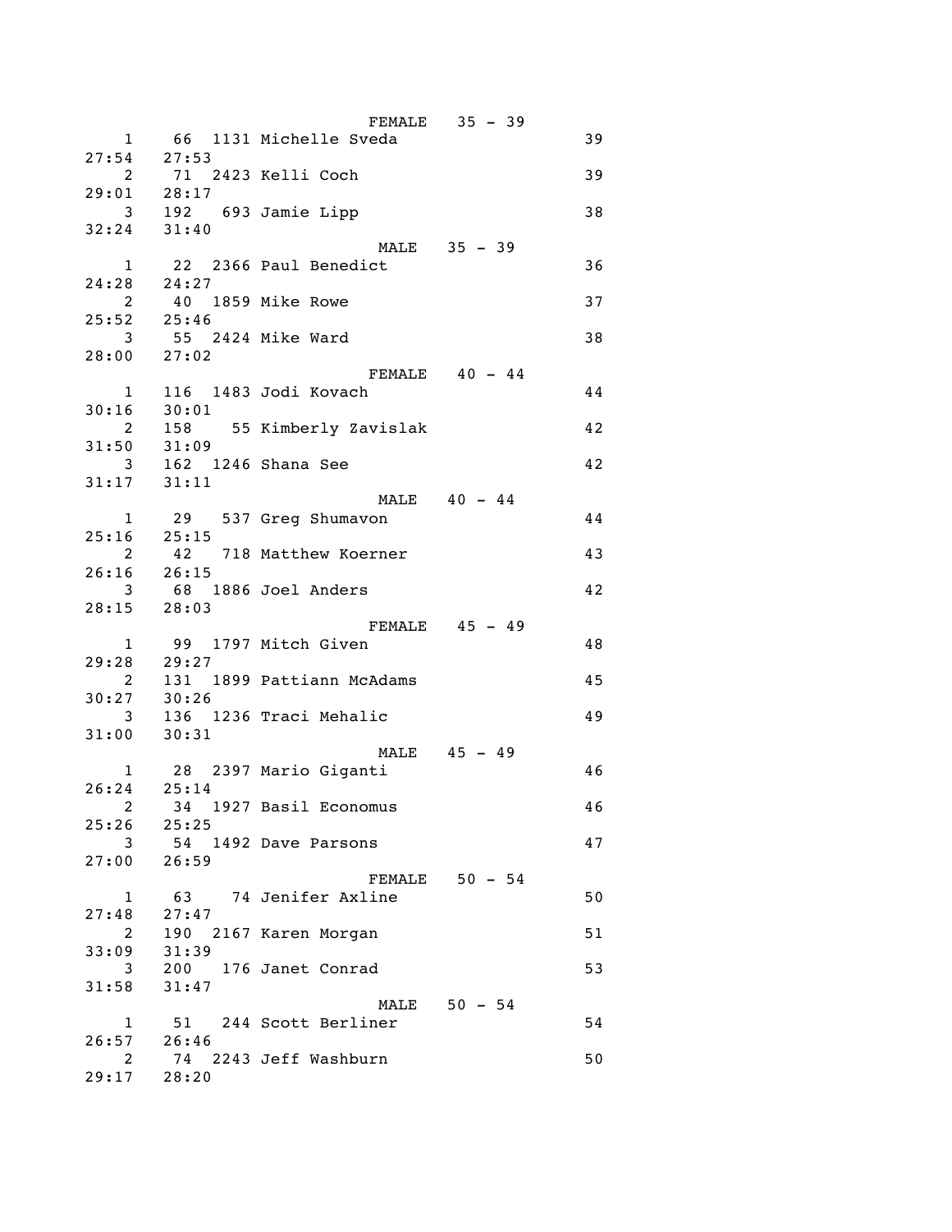```
                              FEMALE   35 - 39
   1    66  1131 Michelle Sveda                       39
27:54   27:53
   2    71  2423 Kelli Coch                           39
29:01   28:17
   3   192   693 Jamie Lipp                           38
32:24   31:40
                               MALE   35 - 39
   1    22  2366 Paul Benedict                        36
24:28   24:27
   2    40  1859 Mike Rowe                            37
25:52   25:46
   3    55  2424 Mike Ward                            38
28:00   27:02
                              FEMALE   40 - 44
   1   116  1483 Jodi Kovach                          44
30:16   30:01
   2   158    55 Kimberly Zavislak                    42
31:50   31:09
   3   162  1246 Shana See                            42
31:17   31:11
                               MALE   40 - 44
   1    29   537 Greg Shumavon                        44
25:16   25:15
   2    42   718 Matthew Koerner                      43
26:16   26:15
   3    68  1886 Joel Anders                          42
28:15   28:03
                              FEMALE   45 - 49
   1    99  1797 Mitch Given                          48
29:28   29:27
   2   131  1899 Pattiann McAdams                     45
30:27   30:26
   3   136  1236 Traci Mehalic                        49
31:00   30:31
                               MALE   45 - 49
   1    28  2397 Mario Giganti                        46
26:24   25:14
   2    34  1927 Basil Economus                       46
25:26   25:25
   3    54  1492 Dave Parsons                         47
27:00   26:59
                              FEMALE   50 - 54
   1    63    74 Jenifer Axline                       50
27:48   27:47
   2   190  2167 Karen Morgan                         51
33:09   31:39
   3   200   176 Janet Conrad                         53
31:58   31:47
                               MALE   50 - 54
   1    51   244 Scott Berliner                       54
26:57   26:46
   2    74  2243 Jeff Washburn                        50
29:17   28:20
```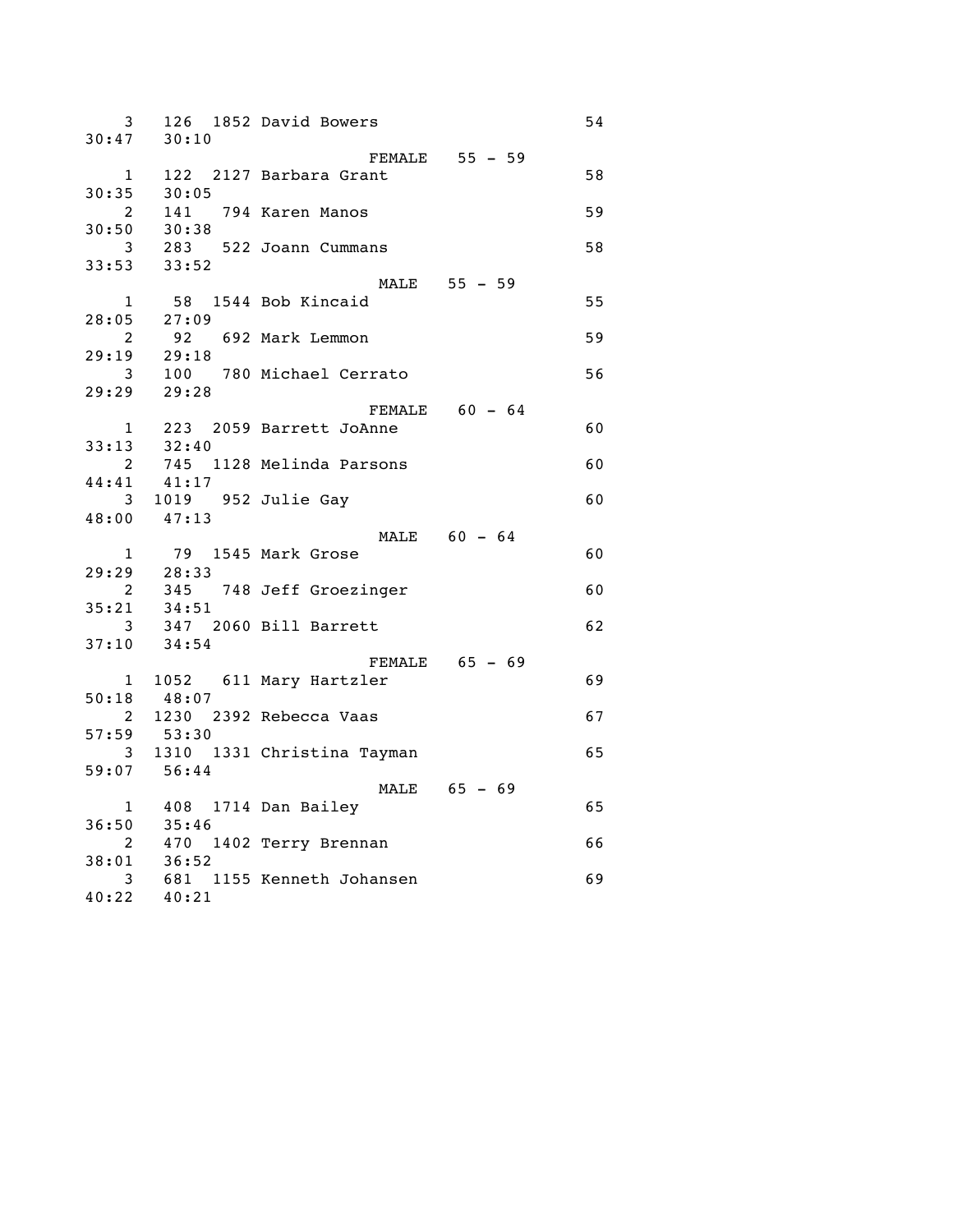```
    3   126  1852 David Bowers                              54
30:47   30:10
                              FEMALE   55 - 59
    1   122  2127 Barbara Grant                             58
30:35   30:05
    2   141   794 Karen Manos                               59
30:50   30:38
    3   283   522 Joann Cummans                             58
33:53   33:52
                                MALE   55 - 59
    1    58  1544 Bob Kincaid                               55
28:05   27:09
    2    92   692 Mark Lemmon                               59
29:19   29:18
    3   100   780 Michael Cerrato                           56
29:29   29:28
                              FEMALE   60 - 64
    1   223  2059 Barrett JoAnne                            60
33:13   32:40
    2   745  1128 Melinda Parsons                           60
44:41   41:17
    3  1019   952 Julie Gay                                 60
48:00   47:13
                                MALE   60 - 64
    1    79  1545 Mark Grose                                60
29:29   28:33
    2   345   748 Jeff Groezinger                           60
35:21   34:51
    3   347  2060 Bill Barrett                              62
37:10   34:54
                              FEMALE   65 - 69
    1  1052   611 Mary Hartzler                             69
50:18   48:07
    2  1230  2392 Rebecca Vaas                              67
57:59   53:30
    3  1310  1331 Christina Tayman                          65
59:07   56:44
                                MALE   65 - 69
    1   408  1714 Dan Bailey                                65
36:50   35:46
    2   470  1402 Terry Brennan                             66
38:01   36:52
    3   681  1155 Kenneth Johansen                          69
40:22   40:21
```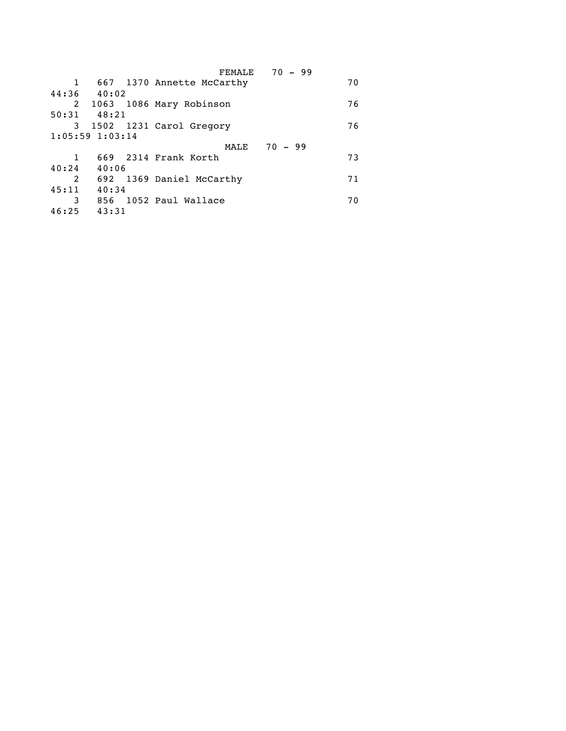FEMALE 70 - 99

| | | | | | | |
|---|---|---|---|---|---|---|
| 1 | 667 | 1370 | Annette McCarthy | 70 | 44:36 | 40:02 |
| 2 | 1063 | 1086 | Mary Robinson | 76 | 50:31 | 48:21 |
| 3 | 1502 | 1231 | Carol Gregory | 76 | 1:05:59 | 1:03:14 |

MALE 70 - 99

| | | | | | | |
|---|---|---|---|---|---|---|
| 1 | 669 | 2314 | Frank Korth | 73 | 40:24 | 40:06 |
| 2 | 692 | 1369 | Daniel McCarthy | 71 | 45:11 | 40:34 |
| 3 | 856 | 1052 | Paul Wallace | 70 | 46:25 | 43:31 |